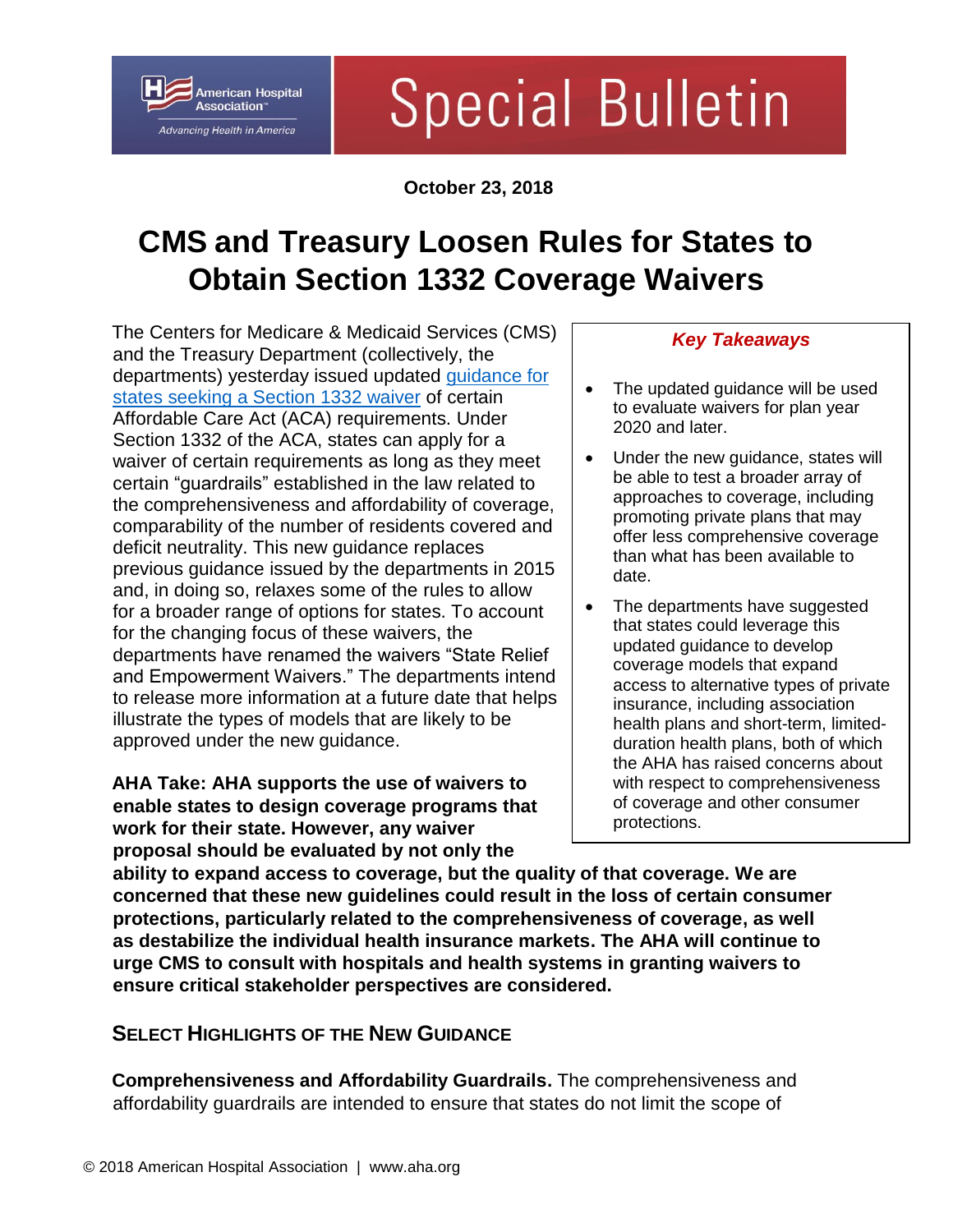# Special Bulletin

**October 23, 2018**

# CMS and Treasury Loosen Rules for States to Obtain Section 1332 Coverage Waivers

The Centers for Medicare & Medicaid Services (CMS) and the Treasury Department (collectively, the departments) yesterday issued updated [guidance for states seeking a Section 1332 waiver] of certain Affordable Care Act (ACA) requirements. Under Section 1332 of the ACA, states can apply for a waiver of certain requirements as long as they meet certain "guardrails" established in the law related to the comprehensiveness and affordability of coverage, comparability of the number of residents covered and deficit neutrality. This new guidance replaces previous guidance issued by the departments in 2015 and, in doing so, relaxes some of the rules to allow for a broader range of options for states. To account for the changing focus of these waivers, the departments have renamed the waivers "State Relief and Empowerment Waivers." The departments intend to release more information at a future date that helps illustrate the types of models that are likely to be approved under the new guidance.

***Key Takeaways***

- The updated guidance will be used to evaluate waivers for plan year 2020 and later.
- Under the new guidance, states will be able to test a broader array of approaches to coverage, including promoting private plans that may offer less comprehensive coverage than what has been available to date.
- The departments have suggested that states could leverage this updated guidance to develop coverage models that expand access to alternative types of private insurance, including association health plans and short-term, limited-duration health plans, both of which the AHA has raised concerns about with respect to comprehensiveness of coverage and other consumer protections.

**AHA Take: AHA supports the use of waivers to enable states to design coverage programs that work for their state. However, any waiver proposal should be evaluated by not only the ability to expand access to coverage, but the quality of that coverage. We are concerned that these new guidelines could result in the loss of certain consumer protections, particularly related to the comprehensiveness of coverage, as well as destabilize the individual health insurance markets. The AHA will continue to urge CMS to consult with hospitals and health systems in granting waivers to ensure critical stakeholder perspectives are considered.**

## Select Highlights of the New Guidance

**Comprehensiveness and Affordability Guardrails.** The comprehensiveness and affordability guardrails are intended to ensure that states do not limit the scope of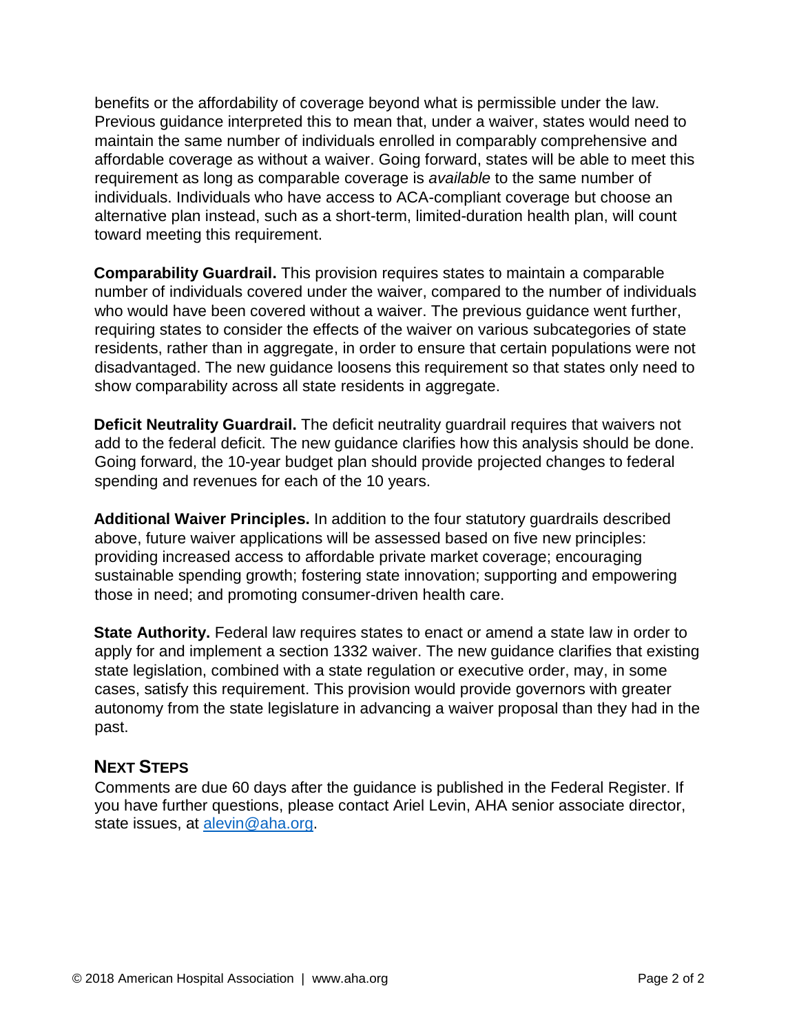benefits or the affordability of coverage beyond what is permissible under the law. Previous guidance interpreted this to mean that, under a waiver, states would need to maintain the same number of individuals enrolled in comparably comprehensive and affordable coverage as without a waiver. Going forward, states will be able to meet this requirement as long as comparable coverage is *available* to the same number of individuals. Individuals who have access to ACA-compliant coverage but choose an alternative plan instead, such as a short-term, limited-duration health plan, will count toward meeting this requirement.

**Comparability Guardrail.** This provision requires states to maintain a comparable number of individuals covered under the waiver, compared to the number of individuals who would have been covered without a waiver. The previous guidance went further, requiring states to consider the effects of the waiver on various subcategories of state residents, rather than in aggregate, in order to ensure that certain populations were not disadvantaged. The new guidance loosens this requirement so that states only need to show comparability across all state residents in aggregate.

**Deficit Neutrality Guardrail.** The deficit neutrality guardrail requires that waivers not add to the federal deficit. The new guidance clarifies how this analysis should be done. Going forward, the 10-year budget plan should provide projected changes to federal spending and revenues for each of the 10 years.

**Additional Waiver Principles.** In addition to the four statutory guardrails described above, future waiver applications will be assessed based on five new principles: providing increased access to affordable private market coverage; encouraging sustainable spending growth; fostering state innovation; supporting and empowering those in need; and promoting consumer-driven health care.

**State Authority.** Federal law requires states to enact or amend a state law in order to apply for and implement a section 1332 waiver. The new guidance clarifies that existing state legislation, combined with a state regulation or executive order, may, in some cases, satisfy this requirement. This provision would provide governors with greater autonomy from the state legislature in advancing a waiver proposal than they had in the past.

## NEXT STEPS

Comments are due 60 days after the guidance is published in the Federal Register. If you have further questions, please contact Ariel Levin, AHA senior associate director, state issues, at [alevin@aha.org](mailto:alevin@aha.org).